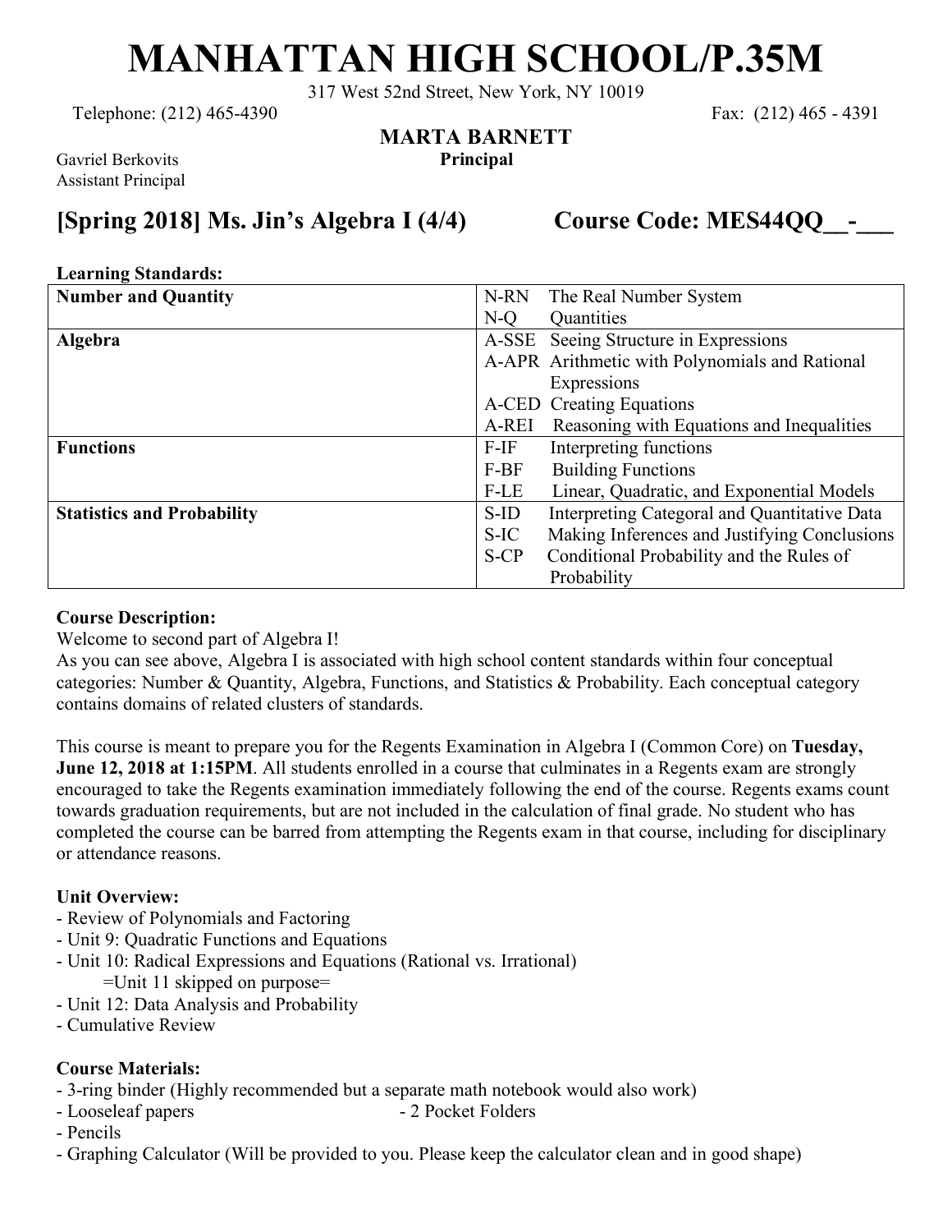# MANHATTAN HIGH SCHOOL/P.35M

317 West 52nd Street, New York, NY 10019

Telephone: (212) 465-4390 Fax: (212) 465 - 4391

**MARTA BARNETT**
**Principal**

Gavriel Berkovits
Assistant Principal

## [Spring 2018] Ms. Jin's Algebra I (4/4) Course Code: MES44QQ__-___

**Learning Standards:**

| | |
|---|---|
| **Number and Quantity** | N-RN The Real Number System<br>N-Q Quantities |
| **Algebra** | A-SSE Seeing Structure in Expressions<br>A-APR Arithmetic with Polynomials and Rational Expressions<br>A-CED Creating Equations<br>A-REI Reasoning with Equations and Inequalities |
| **Functions** | F-IF Interpreting functions<br>F-BF Building Functions<br>F-LE Linear, Quadratic, and Exponential Models |
| **Statistics and Probability** | S-ID Interpreting Categoral and Quantitative Data<br>S-IC Making Inferences and Justifying Conclusions<br>S-CP Conditional Probability and the Rules of Probability |

**Course Description:**

Welcome to second part of Algebra I!

As you can see above, Algebra I is associated with high school content standards within four conceptual categories: Number & Quantity, Algebra, Functions, and Statistics & Probability. Each conceptual category contains domains of related clusters of standards.

This course is meant to prepare you for the Regents Examination in Algebra I (Common Core) on **Tuesday, June 12, 2018 at 1:15PM**. All students enrolled in a course that culminates in a Regents exam are strongly encouraged to take the Regents examination immediately following the end of the course. Regents exams count towards graduation requirements, but are not included in the calculation of final grade. No student who has completed the course can be barred from attempting the Regents exam in that course, including for disciplinary or attendance reasons.

**Unit Overview:**

- Review of Polynomials and Factoring
- Unit 9: Quadratic Functions and Equations
- Unit 10: Radical Expressions and Equations (Rational vs. Irrational)
  =Unit 11 skipped on purpose=
- Unit 12: Data Analysis and Probability
- Cumulative Review

**Course Materials:**

- 3-ring binder (Highly recommended but a separate math notebook would also work)
- Looseleaf papers
- 2 Pocket Folders
- Pencils
- Graphing Calculator (Will be provided to you. Please keep the calculator clean and in good shape)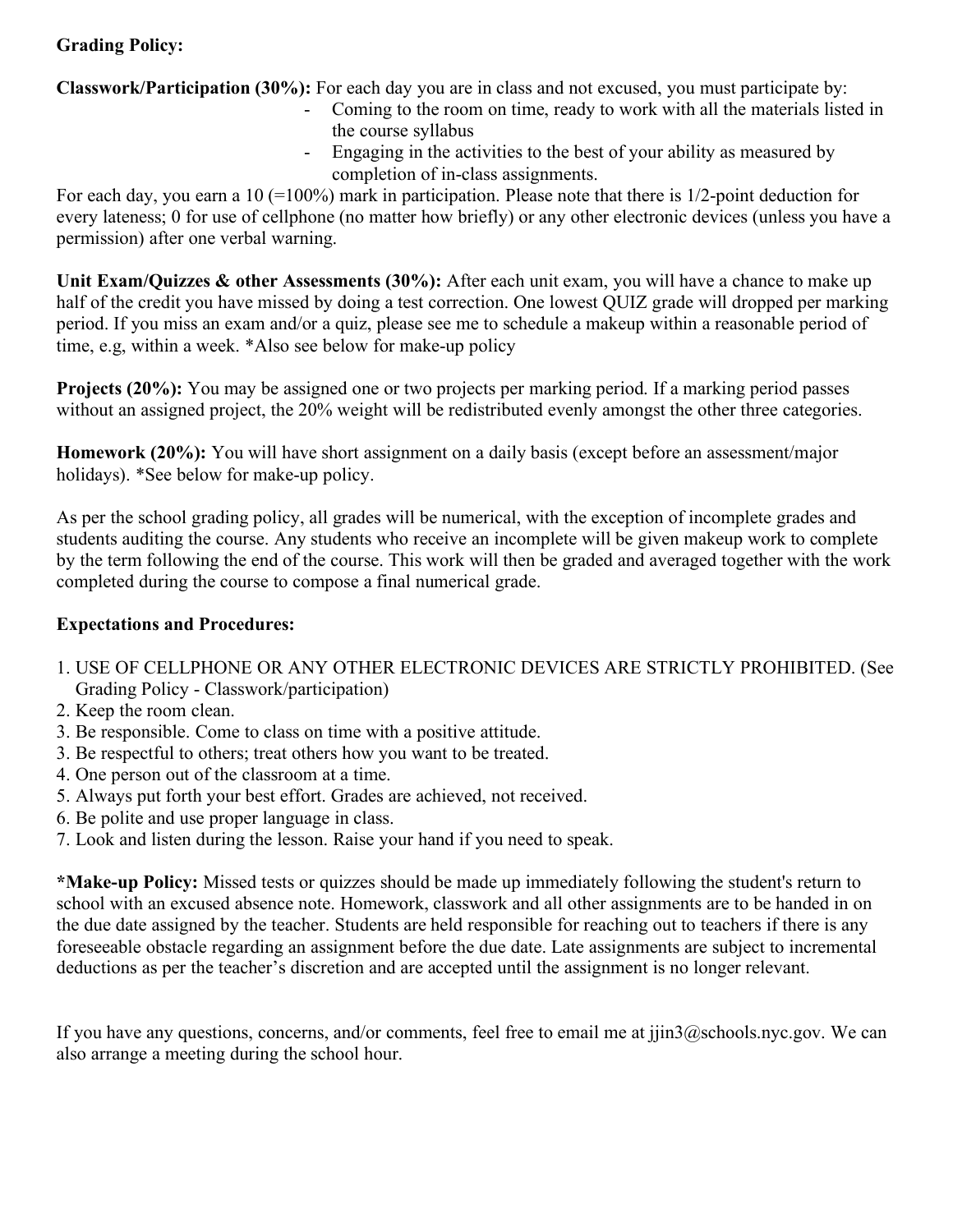**Grading Policy:**

**Classwork/Participation (30%):** For each day you are in class and not excused, you must participate by:

- Coming to the room on time, ready to work with all the materials listed in the course syllabus
- Engaging in the activities to the best of your ability as measured by completion of in-class assignments.

For each day, you earn a 10 (=100%) mark in participation. Please note that there is 1/2-point deduction for every lateness; 0 for use of cellphone (no matter how briefly) or any other electronic devices (unless you have a permission) after one verbal warning.

**Unit Exam/Quizzes & other Assessments (30%):** After each unit exam, you will have a chance to make up half of the credit you have missed by doing a test correction. One lowest QUIZ grade will dropped per marking period. If you miss an exam and/or a quiz, please see me to schedule a makeup within a reasonable period of time, e.g, within a week. *Also see below for make-up policy

**Projects (20%):** You may be assigned one or two projects per marking period. If a marking period passes without an assigned project, the 20% weight will be redistributed evenly amongst the other three categories.

**Homework (20%):** You will have short assignment on a daily basis (except before an assessment/major holidays). *See below for make-up policy.

As per the school grading policy, all grades will be numerical, with the exception of incomplete grades and students auditing the course. Any students who receive an incomplete will be given makeup work to complete by the term following the end of the course. This work will then be graded and averaged together with the work completed during the course to compose a final numerical grade.

**Expectations and Procedures:**

1. USE OF CELLPHONE OR ANY OTHER ELECTRONIC DEVICES ARE STRICTLY PROHIBITED. (See Grading Policy - Classwork/participation)
2. Keep the room clean.
3. Be responsible. Come to class on time with a positive attitude.
3. Be respectful to others; treat others how you want to be treated.
4. One person out of the classroom at a time.
5. Always put forth your best effort. Grades are achieved, not received.
6. Be polite and use proper language in class.
7. Look and listen during the lesson. Raise your hand if you need to speak.

***Make-up Policy:** Missed tests or quizzes should be made up immediately following the student's return to school with an excused absence note. Homework, classwork and all other assignments are to be handed in on the due date assigned by the teacher. Students are held responsible for reaching out to teachers if there is any foreseeable obstacle regarding an assignment before the due date. Late assignments are subject to incremental deductions as per the teacher's discretion and are accepted until the assignment is no longer relevant.

If you have any questions, concerns, and/or comments, feel free to email me at jjin3@schools.nyc.gov. We can also arrange a meeting during the school hour.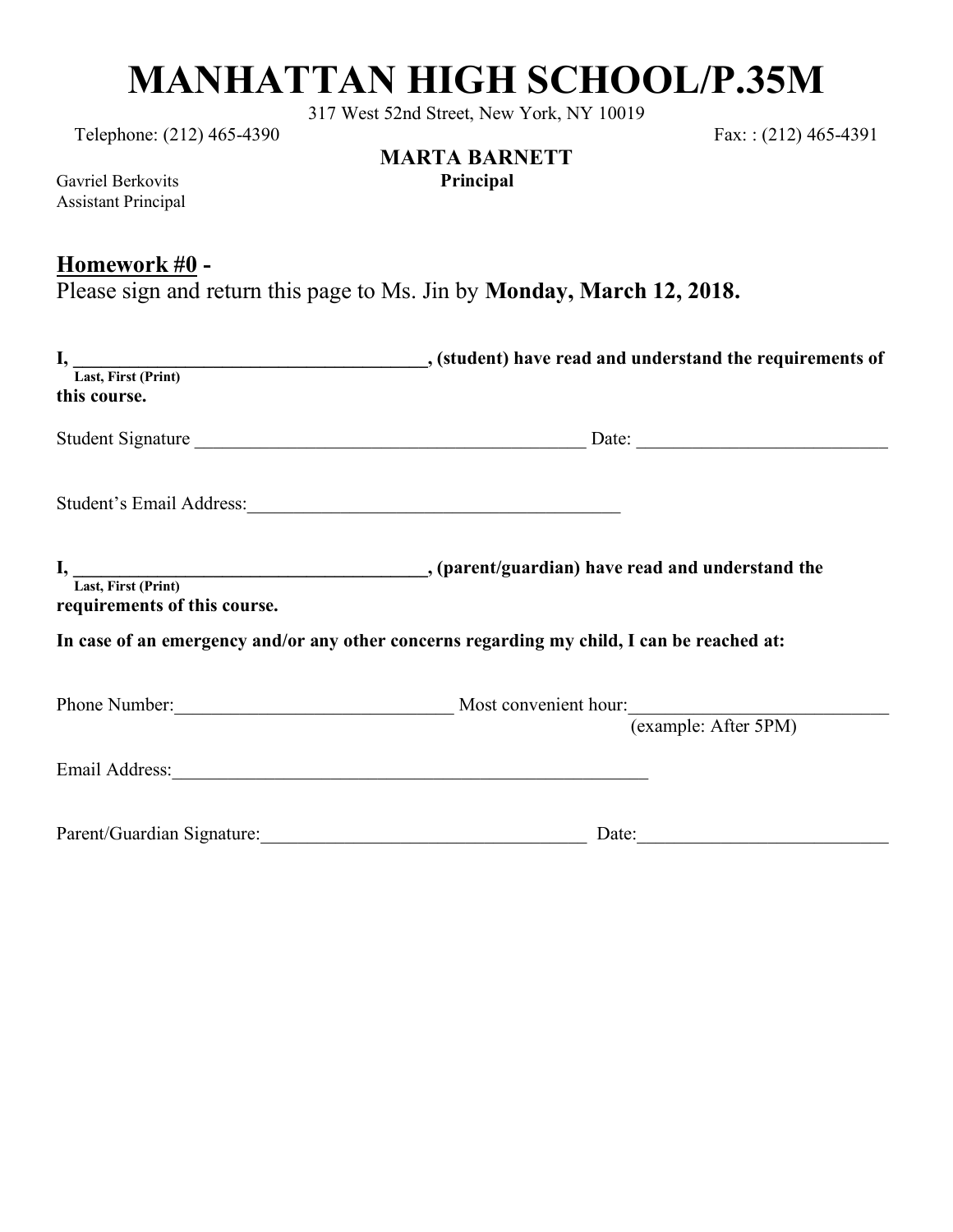# MANHATTAN HIGH SCHOOL/P.35M

317 West 52nd Street, New York, NY 10019

Telephone: (212) 465-4390 Fax: : (212) 465-4391

**MARTA BARNETT**
**Principal**

Gavriel Berkovits
Assistant Principal

**Homework #0 -**
Please sign and return this page to Ms. Jin by **Monday, March 12, 2018.**

**I, ______________________________________, (student) have read and understand the requirements of this course.**
**Last, First (Print)**

Student Signature ___________________________________________ Date: ___________________________

Student's Email Address:________________________________________

**I, ______________________________________, (parent/guardian) have read and understand the requirements of this course.**
**Last, First (Print)**

**In case of an emergency and/or any other concerns regarding my child, I can be reached at:**

Phone Number:______________________________ Most convenient hour:___________________________
(example: After 5PM)

Email Address:____________________________________________________

Parent/Guardian Signature:___________________________________ Date:___________________________